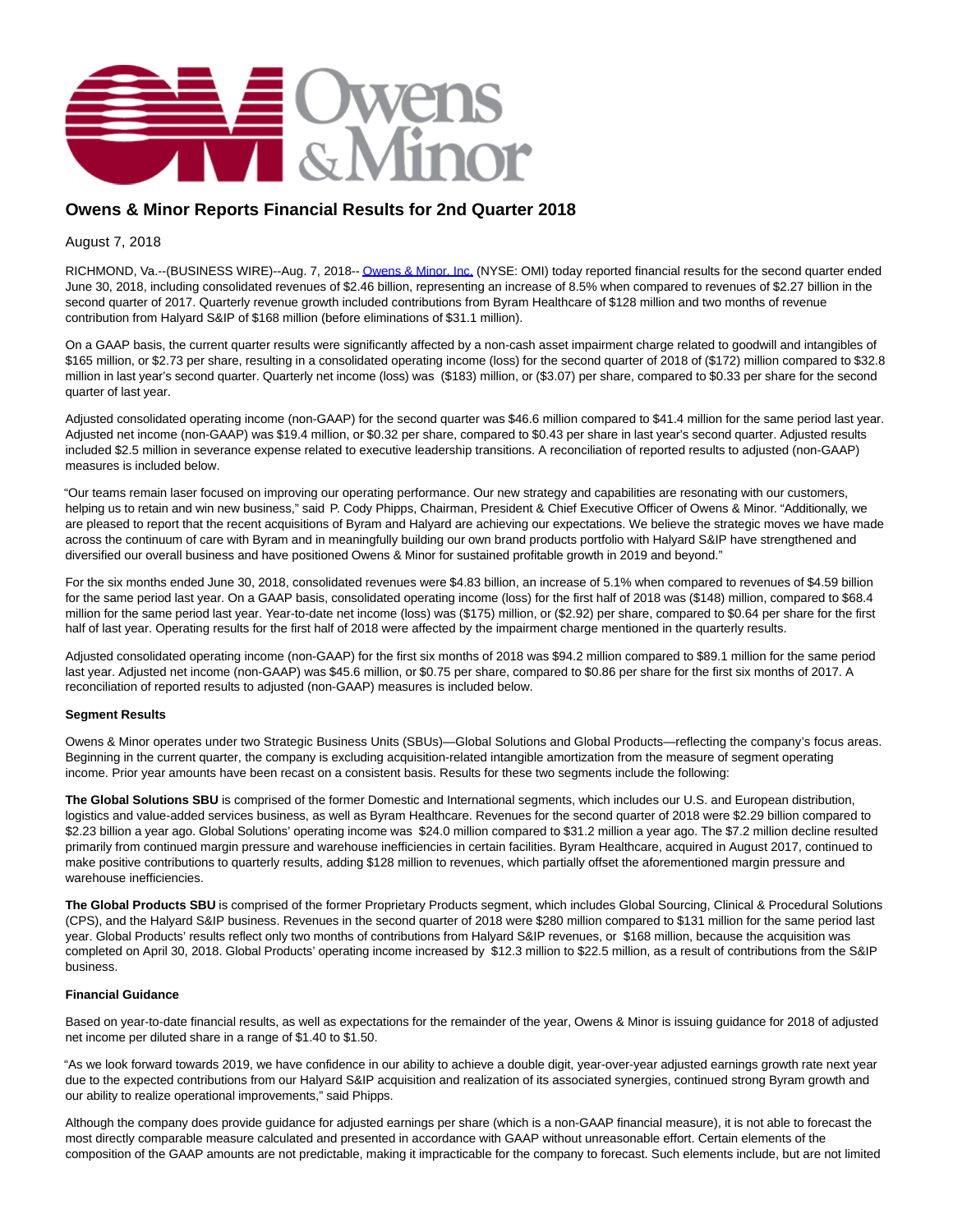# Owens & Minor Reports Financial Results for 2nd Quarter 2018

August 7, 2018

RICHMOND, Va.--(BUSINESS WIRE)--Aug. 7, 2018-- Owens & Minor, Inc. (NYSE: OMI) today reported financial results for the second quarter ended June 30, 2018, including consolidated revenues of $2.46 billion, representing an increase of 8.5% when compared to revenues of $2.27 billion in the second quarter of 2017. Quarterly revenue growth included contributions from Byram Healthcare of $128 million and two months of revenue contribution from Halyard S&IP of $168 million (before eliminations of $31.1 million).

On a GAAP basis, the current quarter results were significantly affected by a non-cash asset impairment charge related to goodwill and intangibles of $165 million, or $2.73 per share, resulting in a consolidated operating income (loss) for the second quarter of 2018 of ($172) million compared to $32.8 million in last year's second quarter. Quarterly net income (loss) was ($183) million, or ($3.07) per share, compared to $0.33 per share for the second quarter of last year.

Adjusted consolidated operating income (non-GAAP) for the second quarter was $46.6 million compared to $41.4 million for the same period last year. Adjusted net income (non-GAAP) was $19.4 million, or $0.32 per share, compared to $0.43 per share in last year's second quarter. Adjusted results included $2.5 million in severance expense related to executive leadership transitions. A reconciliation of reported results to adjusted (non-GAAP) measures is included below.

"Our teams remain laser focused on improving our operating performance. Our new strategy and capabilities are resonating with our customers, helping us to retain and win new business," said P. Cody Phipps, Chairman, President & Chief Executive Officer of Owens & Minor. "Additionally, we are pleased to report that the recent acquisitions of Byram and Halyard are achieving our expectations. We believe the strategic moves we have made across the continuum of care with Byram and in meaningfully building our own brand products portfolio with Halyard S&IP have strengthened and diversified our overall business and have positioned Owens & Minor for sustained profitable growth in 2019 and beyond."

For the six months ended June 30, 2018, consolidated revenues were $4.83 billion, an increase of 5.1% when compared to revenues of $4.59 billion for the same period last year. On a GAAP basis, consolidated operating income (loss) for the first half of 2018 was ($148) million, compared to $68.4 million for the same period last year. Year-to-date net income (loss) was ($175) million, or ($2.92) per share, compared to $0.64 per share for the first half of last year. Operating results for the first half of 2018 were affected by the impairment charge mentioned in the quarterly results.

Adjusted consolidated operating income (non-GAAP) for the first six months of 2018 was $94.2 million compared to $89.1 million for the same period last year. Adjusted net income (non-GAAP) was $45.6 million, or $0.75 per share, compared to $0.86 per share for the first six months of 2017. A reconciliation of reported results to adjusted (non-GAAP) measures is included below.

**Segment Results**

Owens & Minor operates under two Strategic Business Units (SBUs)—Global Solutions and Global Products—reflecting the company's focus areas. Beginning in the current quarter, the company is excluding acquisition-related intangible amortization from the measure of segment operating income. Prior year amounts have been recast on a consistent basis. Results for these two segments include the following:

**The Global Solutions SBU** is comprised of the former Domestic and International segments, which includes our U.S. and European distribution, logistics and value-added services business, as well as Byram Healthcare. Revenues for the second quarter of 2018 were $2.29 billion compared to $2.23 billion a year ago. Global Solutions' operating income was $24.0 million compared to $31.2 million a year ago. The $7.2 million decline resulted primarily from continued margin pressure and warehouse inefficiencies in certain facilities. Byram Healthcare, acquired in August 2017, continued to make positive contributions to quarterly results, adding $128 million to revenues, which partially offset the aforementioned margin pressure and warehouse inefficiencies.

**The Global Products SBU** is comprised of the former Proprietary Products segment, which includes Global Sourcing, Clinical & Procedural Solutions (CPS), and the Halyard S&IP business. Revenues in the second quarter of 2018 were $280 million compared to $131 million for the same period last year. Global Products' results reflect only two months of contributions from Halyard S&IP revenues, or $168 million, because the acquisition was completed on April 30, 2018. Global Products' operating income increased by $12.3 million to $22.5 million, as a result of contributions from the S&IP business.

**Financial Guidance**

Based on year-to-date financial results, as well as expectations for the remainder of the year, Owens & Minor is issuing guidance for 2018 of adjusted net income per diluted share in a range of $1.40 to $1.50.

"As we look forward towards 2019, we have confidence in our ability to achieve a double digit, year-over-year adjusted earnings growth rate next year due to the expected contributions from our Halyard S&IP acquisition and realization of its associated synergies, continued strong Byram growth and our ability to realize operational improvements," said Phipps.

Although the company does provide guidance for adjusted earnings per share (which is a non-GAAP financial measure), it is not able to forecast the most directly comparable measure calculated and presented in accordance with GAAP without unreasonable effort. Certain elements of the composition of the GAAP amounts are not predictable, making it impracticable for the company to forecast. Such elements include, but are not limited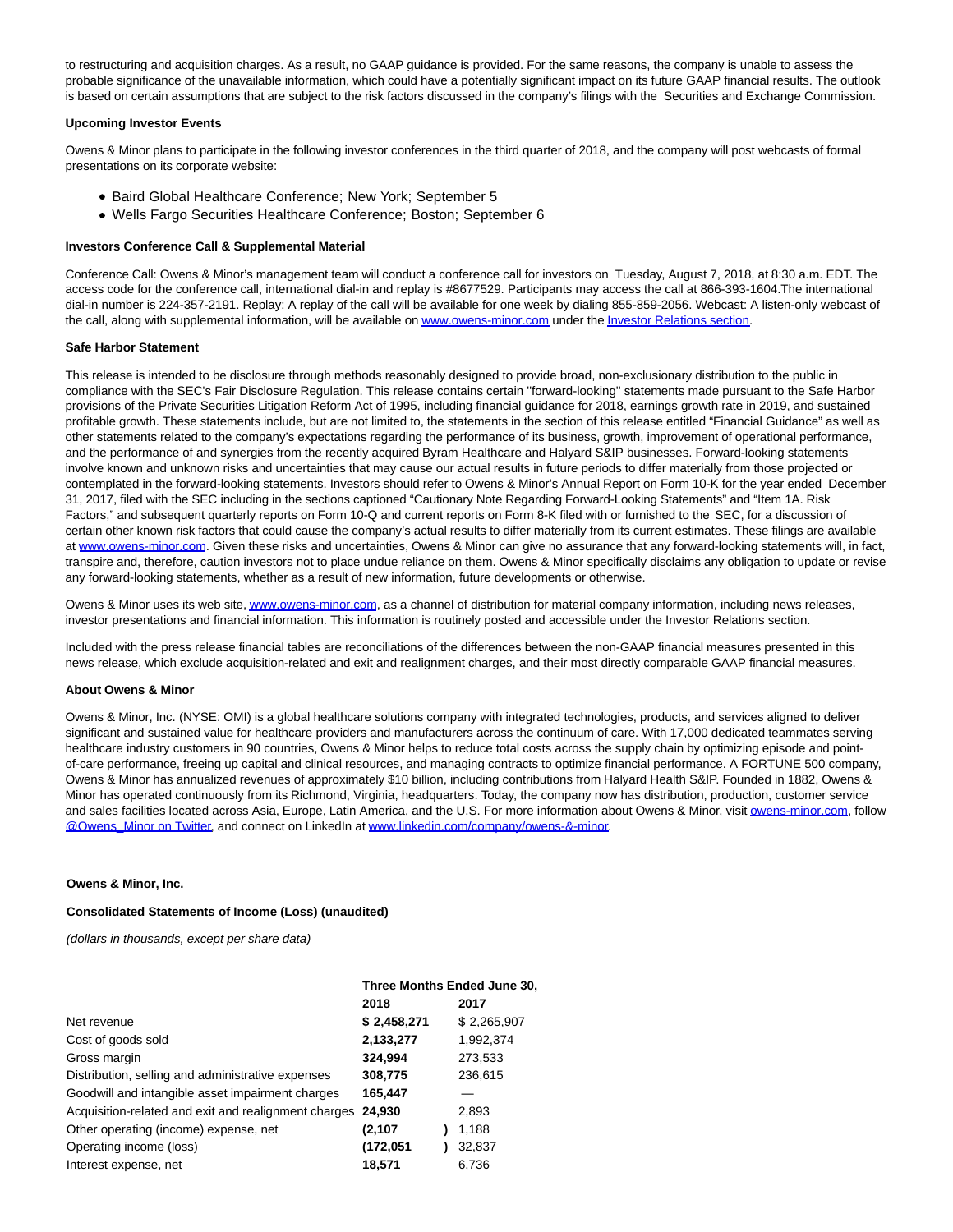to restructuring and acquisition charges. As a result, no GAAP guidance is provided. For the same reasons, the company is unable to assess the probable significance of the unavailable information, which could have a potentially significant impact on its future GAAP financial results. The outlook is based on certain assumptions that are subject to the risk factors discussed in the company's filings with the Securities and Exchange Commission.

**Upcoming Investor Events**

Owens & Minor plans to participate in the following investor conferences in the third quarter of 2018, and the company will post webcasts of formal presentations on its corporate website:

- Baird Global Healthcare Conference; New York; September 5
- Wells Fargo Securities Healthcare Conference; Boston; September 6

**Investors Conference Call & Supplemental Material**

Conference Call: Owens & Minor's management team will conduct a conference call for investors on Tuesday, August 7, 2018, at 8:30 a.m. EDT. The access code for the conference call, international dial-in and replay is #8677529. Participants may access the call at 866-393-1604.The international dial-in number is 224-357-2191. Replay: A replay of the call will be available for one week by dialing 855-859-2056. Webcast: A listen-only webcast of the call, along with supplemental information, will be available on www.owens-minor.com under the Investor Relations section.

**Safe Harbor Statement**

This release is intended to be disclosure through methods reasonably designed to provide broad, non-exclusionary distribution to the public in compliance with the SEC's Fair Disclosure Regulation. This release contains certain ''forward-looking'' statements made pursuant to the Safe Harbor provisions of the Private Securities Litigation Reform Act of 1995, including financial guidance for 2018, earnings growth rate in 2019, and sustained profitable growth. These statements include, but are not limited to, the statements in the section of this release entitled "Financial Guidance" as well as other statements related to the company's expectations regarding the performance of its business, growth, improvement of operational performance, and the performance of and synergies from the recently acquired Byram Healthcare and Halyard S&IP businesses. Forward-looking statements involve known and unknown risks and uncertainties that may cause our actual results in future periods to differ materially from those projected or contemplated in the forward-looking statements. Investors should refer to Owens & Minor's Annual Report on Form 10-K for the year ended December 31, 2017, filed with the SEC including in the sections captioned "Cautionary Note Regarding Forward-Looking Statements" and "Item 1A. Risk Factors," and subsequent quarterly reports on Form 10-Q and current reports on Form 8-K filed with or furnished to the SEC, for a discussion of certain other known risk factors that could cause the company's actual results to differ materially from its current estimates. These filings are available at www.owens-minor.com. Given these risks and uncertainties, Owens & Minor can give no assurance that any forward-looking statements will, in fact, transpire and, therefore, caution investors not to place undue reliance on them. Owens & Minor specifically disclaims any obligation to update or revise any forward-looking statements, whether as a result of new information, future developments or otherwise.

Owens & Minor uses its web site, www.owens-minor.com, as a channel of distribution for material company information, including news releases, investor presentations and financial information. This information is routinely posted and accessible under the Investor Relations section.

Included with the press release financial tables are reconciliations of the differences between the non-GAAP financial measures presented in this news release, which exclude acquisition-related and exit and realignment charges, and their most directly comparable GAAP financial measures.

**About Owens & Minor**

Owens & Minor, Inc. (NYSE: OMI) is a global healthcare solutions company with integrated technologies, products, and services aligned to deliver significant and sustained value for healthcare providers and manufacturers across the continuum of care. With 17,000 dedicated teammates serving healthcare industry customers in 90 countries, Owens & Minor helps to reduce total costs across the supply chain by optimizing episode and point-of-care performance, freeing up capital and clinical resources, and managing contracts to optimize financial performance. A FORTUNE 500 company, Owens & Minor has annualized revenues of approximately $10 billion, including contributions from Halyard Health S&IP. Founded in 1882, Owens & Minor has operated continuously from its Richmond, Virginia, headquarters. Today, the company now has distribution, production, customer service and sales facilities located across Asia, Europe, Latin America, and the U.S. For more information about Owens & Minor, visit owens-minor.com, follow @Owens_Minor on Twitter, and connect on LinkedIn at www.linkedin.com/company/owens-&-minor.

**Owens & Minor, Inc.**

**Consolidated Statements of Income (Loss) (unaudited)**

*(dollars in thousands, except per share data)*

| | Three Months Ended June 30, | |
|---|---|---|
| | **2018** | **2017** |
| Net revenue | **$ 2,458,271** | $ 2,265,907 |
| Cost of goods sold | **2,133,277** | 1,992,374 |
| Gross margin | **324,994** | 273,533 |
| Distribution, selling and administrative expenses | **308,775** | 236,615 |
| Goodwill and intangible asset impairment charges | **165,447** | — |
| Acquisition-related and exit and realignment charges | **24,930** | 2,893 |
| Other operating (income) expense, net | **(2,107)** | 1,188 |
| Operating income (loss) | **(172,051)** | 32,837 |
| Interest expense, net | **18,571** | 6,736 |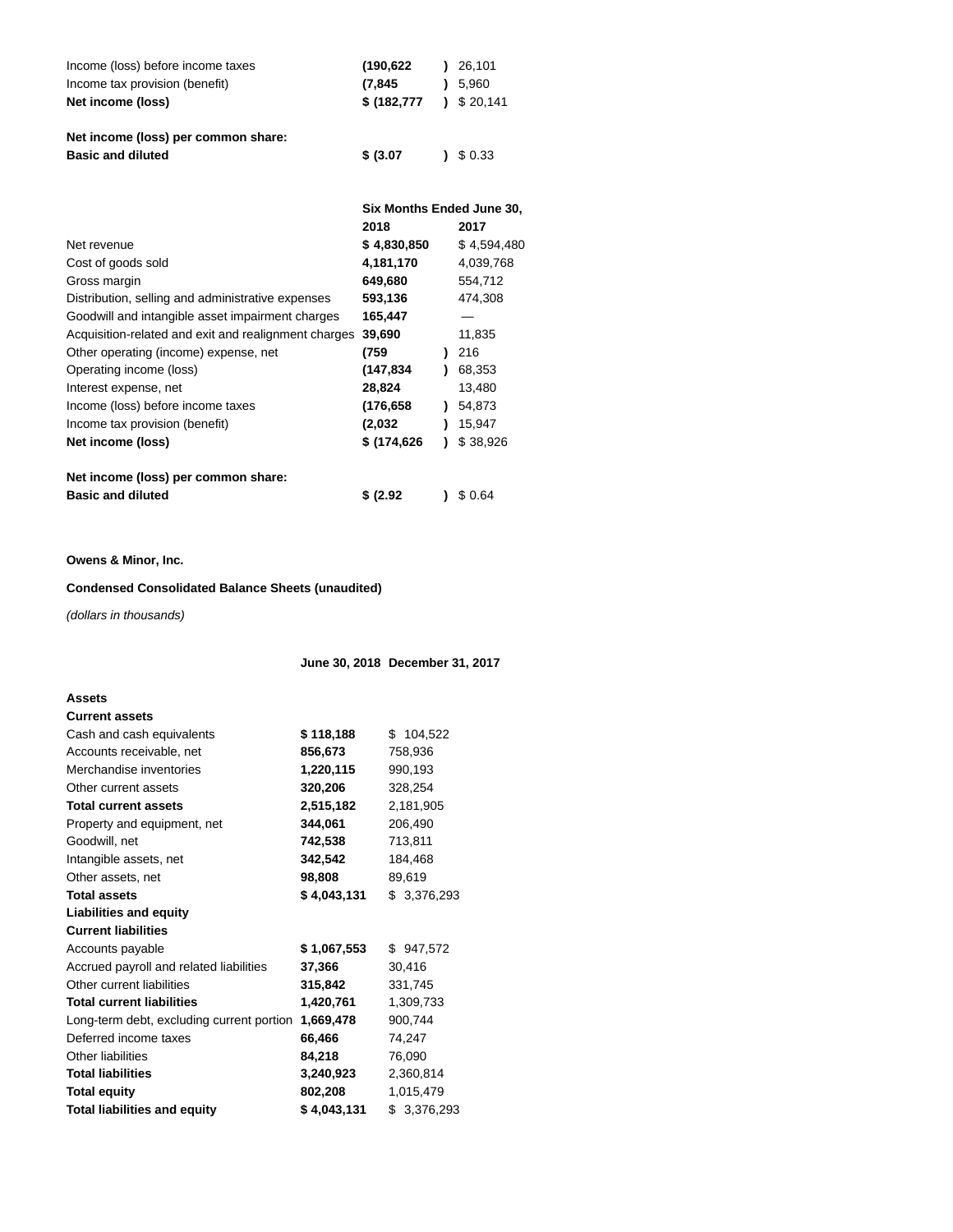| | | |
|---|---|---|
| Income (loss) before income taxes | **(190,622)** | 26,101 |
| Income tax provision (benefit) | **(7,845)** | 5,960 |
| **Net income (loss)** | **$ (182,777)** | $ 20,141 |
| | | |
| **Net income (loss) per common share:** | | |
| **Basic and diluted** | **$ (3.07)** | $ 0.33 |

| | Six Months Ended June 30, | |
|---|---|---|
| | **2018** | **2017** |
| Net revenue | **$ 4,830,850** | $ 4,594,480 |
| Cost of goods sold | **4,181,170** | 4,039,768 |
| Gross margin | **649,680** | 554,712 |
| Distribution, selling and administrative expenses | **593,136** | 474,308 |
| Goodwill and intangible asset impairment charges | **165,447** | — |
| Acquisition-related and exit and realignment charges | **39,690** | 11,835 |
| Other operating (income) expense, net | **(759)** | 216 |
| Operating income (loss) | **(147,834)** | 68,353 |
| Interest expense, net | **28,824** | 13,480 |
| Income (loss) before income taxes | **(176,658)** | 54,873 |
| Income tax provision (benefit) | **(2,032)** | 15,947 |
| **Net income (loss)** | **$ (174,626)** | $ 38,926 |
| | | |
| **Net income (loss) per common share:** | | |
| **Basic and diluted** | **$ (2.92)** | $ 0.64 |

**Owens & Minor, Inc.**

**Condensed Consolidated Balance Sheets (unaudited)**

*(dollars in thousands)*

| | June 30, 2018 | December 31, 2017 |
|---|---|---|
| **Assets** | | |
| **Current assets** | | |
| Cash and cash equivalents | **$ 118,188** | $ 104,522 |
| Accounts receivable, net | **856,673** | 758,936 |
| Merchandise inventories | **1,220,115** | 990,193 |
| Other current assets | **320,206** | 328,254 |
| **Total current assets** | **2,515,182** | 2,181,905 |
| Property and equipment, net | **344,061** | 206,490 |
| Goodwill, net | **742,538** | 713,811 |
| Intangible assets, net | **342,542** | 184,468 |
| Other assets, net | **98,808** | 89,619 |
| **Total assets** | **$ 4,043,131** | $ 3,376,293 |
| **Liabilities and equity** | | |
| **Current liabilities** | | |
| Accounts payable | **$ 1,067,553** | $ 947,572 |
| Accrued payroll and related liabilities | **37,366** | 30,416 |
| Other current liabilities | **315,842** | 331,745 |
| **Total current liabilities** | **1,420,761** | 1,309,733 |
| Long-term debt, excluding current portion | **1,669,478** | 900,744 |
| Deferred income taxes | **66,466** | 74,247 |
| Other liabilities | **84,218** | 76,090 |
| **Total liabilities** | **3,240,923** | 2,360,814 |
| **Total equity** | **802,208** | 1,015,479 |
| **Total liabilities and equity** | **$ 4,043,131** | $ 3,376,293 |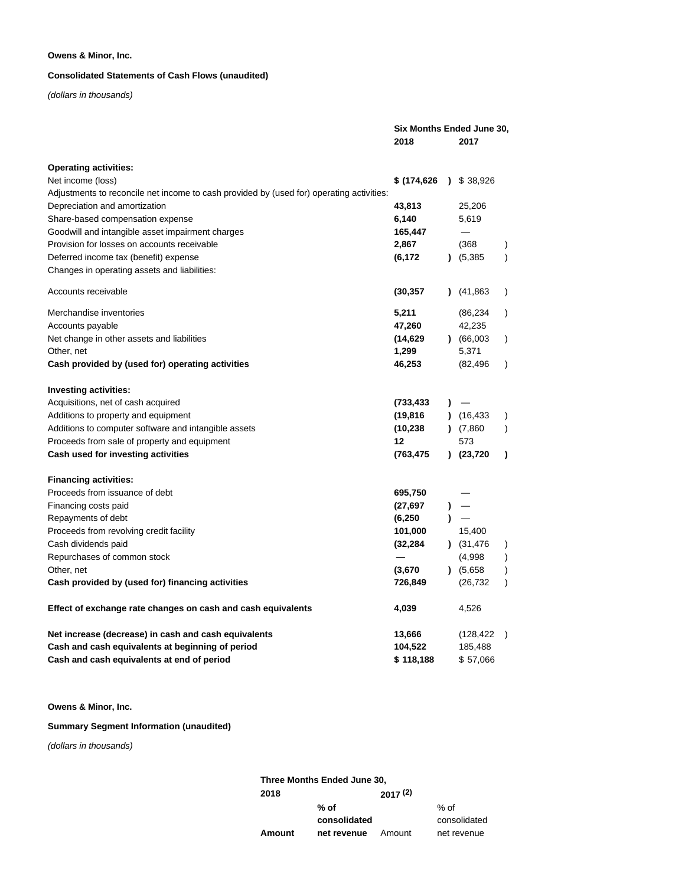**Owens & Minor, Inc.**

**Consolidated Statements of Cash Flows (unaudited)**

*(dollars in thousands)*

| | Six Months Ended June 30, | |
|---|---|---|
| | 2018 | 2017 |
| **Operating activities:** | | |
| Net income (loss) | **$ (174,626)** | $ 38,926 |
| Adjustments to reconcile net income to cash provided by (used for) operating activities: | | |
| Depreciation and amortization | **43,813** | 25,206 |
| Share-based compensation expense | **6,140** | 5,619 |
| Goodwill and intangible asset impairment charges | **165,447** | — |
| Provision for losses on accounts receivable | **2,867** | (368) |
| Deferred income tax (benefit) expense | **(6,172)** | (5,385) |
| Changes in operating assets and liabilities: | | |
| Accounts receivable | **(30,357)** | (41,863) |
| Merchandise inventories | **5,211** | (86,234) |
| Accounts payable | **47,260** | 42,235 |
| Net change in other assets and liabilities | **(14,629)** | (66,003) |
| Other, net | **1,299** | 5,371 |
| **Cash provided by (used for) operating activities** | **46,253** | (82,496) |
| **Investing activities:** | | |
| Acquisitions, net of cash acquired | **(733,433)** | — |
| Additions to property and equipment | **(19,816)** | (16,433) |
| Additions to computer software and intangible assets | **(10,238)** | (7,860) |
| Proceeds from sale of property and equipment | **12** | 573 |
| **Cash used for investing activities** | **(763,475)** | **(23,720)** |
| **Financing activities:** | | |
| Proceeds from issuance of debt | **695,750** | — |
| Financing costs paid | **(27,697)** | — |
| Repayments of debt | **(6,250)** | — |
| Proceeds from revolving credit facility | **101,000** | 15,400 |
| Cash dividends paid | **(32,284)** | (31,476) |
| Repurchases of common stock | **—** | (4,998) |
| Other, net | **(3,670)** | (5,658) |
| **Cash provided by (used for) financing activities** | **726,849** | (26,732) |
| **Effect of exchange rate changes on cash and cash equivalents** | **4,039** | 4,526 |
| **Net increase (decrease) in cash and cash equivalents** | **13,666** | (128,422) |
| **Cash and cash equivalents at beginning of period** | **104,522** | 185,488 |
| **Cash and cash equivalents at end of period** | **$ 118,188** | $ 57,066 |

**Owens & Minor, Inc.**

**Summary Segment Information (unaudited)**

*(dollars in thousands)*

| Three Months Ended June 30, | | | |
|---|---|---|---|
| 2018 | | 2017 (2) | |
| Amount | % of consolidated net revenue | Amount | % of consolidated net revenue |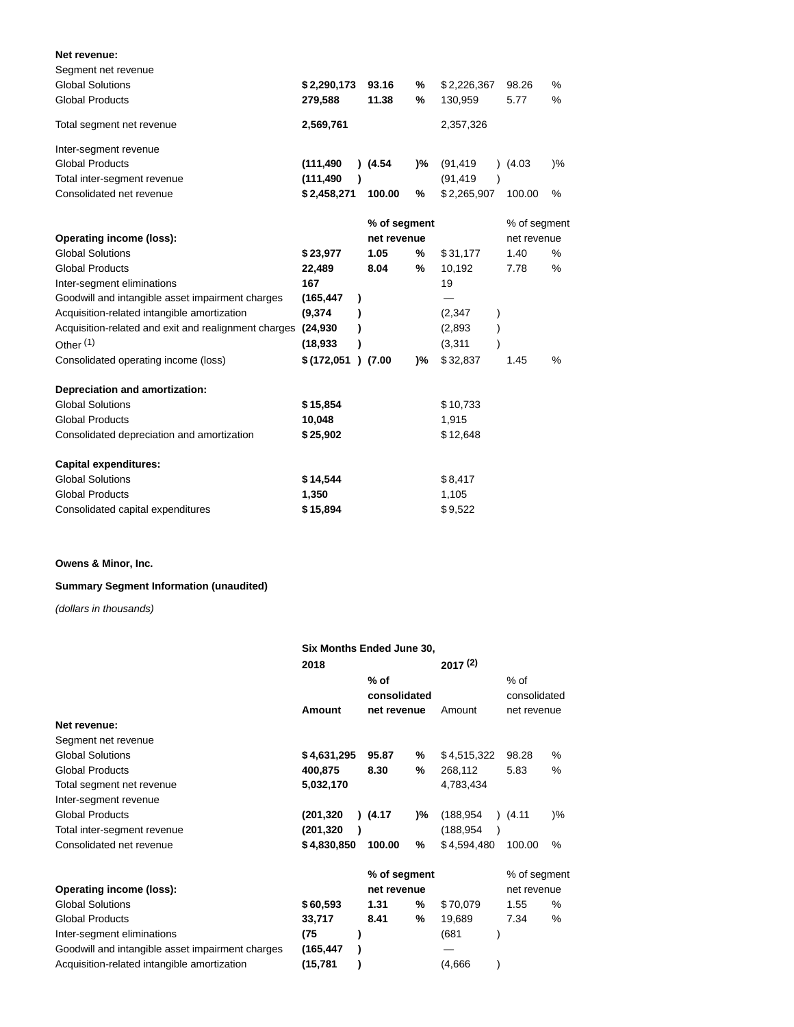| | | | | |
|---|---|---|---|---|
| **Net revenue:** | | | | |
| Segment net revenue | | | | |
| Global Solutions | **$ 2,290,173** | **93.16 %** | $ 2,226,367 | 98.26 % |
| Global Products | **279,588** | **11.38 %** | 130,959 | 5.77 % |
| Total segment net revenue | **2,569,761** | | 2,357,326 | |
| Inter-segment revenue | | | | |
| Global Products | **(111,490 )** | **(4.54 )%** | (91,419 ) | (4.03 )% |
| Total inter-segment revenue | **(111,490 )** | | (91,419 ) | |
| Consolidated net revenue | **$ 2,458,271** | **100.00 %** | $ 2,265,907 | 100.00 % |
| | | **% of segment net revenue** | | % of segment net revenue |
| **Operating income (loss):** | | | | |
| Global Solutions | **$ 23,977** | **1.05 %** | $ 31,177 | 1.40 % |
| Global Products | **22,489** | **8.04 %** | 10,192 | 7.78 % |
| Inter-segment eliminations | **167** | | 19 | |
| Goodwill and intangible asset impairment charges | **(165,447 )** | | — | |
| Acquisition-related intangible amortization | **(9,374 )** | | (2,347 ) | |
| Acquisition-related and exit and realignment charges | **(24,930 )** | | (2,893 ) | |
| Other [1] | **(18,933 )** | | (3,311 ) | |
| Consolidated operating income (loss) | **$ (172,051 )** | **(7.00 )%** | $ 32,837 | 1.45 % |
| **Depreciation and amortization:** | | | | |
| Global Solutions | **$ 15,854** | | $ 10,733 | |
| Global Products | **10,048** | | 1,915 | |
| Consolidated depreciation and amortization | **$ 25,902** | | $ 12,648 | |
| **Capital expenditures:** | | | | |
| Global Solutions | **$ 14,544** | | $ 8,417 | |
| Global Products | **1,350** | | 1,105 | |
| Consolidated capital expenditures | **$ 15,894** | | $ 9,522 | |

**Owens & Minor, Inc.**

**Summary Segment Information (unaudited)**

*(dollars in thousands)*

| | **Six Months Ended June 30,** | | | |
|---|---|---|---|---|
| | **2018** | | **2017 [2]** | |
| | **Amount** | **% of consolidated net revenue** | Amount | % of consolidated net revenue |
| **Net revenue:** | | | | |
| Segment net revenue | | | | |
| Global Solutions | **$ 4,631,295** | **95.87 %** | $ 4,515,322 | 98.28 % |
| Global Products | **400,875** | **8.30 %** | 268,112 | 5.83 % |
| Total segment net revenue | **5,032,170** | | 4,783,434 | |
| Inter-segment revenue | | | | |
| Global Products | **(201,320 )** | **(4.17 )%** | (188,954 ) | (4.11 )% |
| Total inter-segment revenue | **(201,320 )** | | (188,954 ) | |
| Consolidated net revenue | **$ 4,830,850** | **100.00 %** | $ 4,594,480 | 100.00 % |
| | | **% of segment net revenue** | | % of segment net revenue |
| **Operating income (loss):** | | | | |
| Global Solutions | **$ 60,593** | **1.31 %** | $ 70,079 | 1.55 % |
| Global Products | **33,717** | **8.41 %** | 19,689 | 7.34 % |
| Inter-segment eliminations | **(75 )** | | (681 ) | |
| Goodwill and intangible asset impairment charges | **(165,447 )** | | — | |
| Acquisition-related intangible amortization | **(15,781 )** | | (4,666 ) | |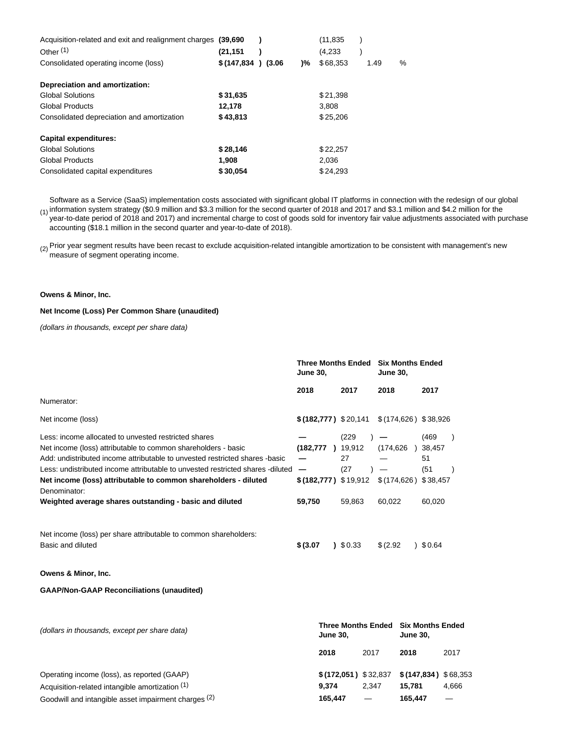| | | | | |
|---|---|---|---|---|
| Acquisition-related and exit and realignment charges | **(39,690)** | | (11,835) | |
| Other [1] | **(21,151)** | | (4,233) | |
| Consolidated operating income (loss) | **$ (147,834)** | **(3.06)%** | $ 68,353 | 1.49 % |
| | | | | |
| **Depreciation and amortization:** | | | | |
| Global Solutions | **$ 31,635** | | $ 21,398 | |
| Global Products | **12,178** | | 3,808 | |
| Consolidated depreciation and amortization | **$ 43,813** | | $ 25,206 | |
| | | | | |
| **Capital expenditures:** | | | | |
| Global Solutions | **$ 28,146** | | $ 22,257 | |
| Global Products | **1,908** | | 2,036 | |
| Consolidated capital expenditures | **$ 30,054** | | $ 24,293 | |

(1) Software as a Service (SaaS) implementation costs associated with significant global IT platforms in connection with the redesign of our global information system strategy ($0.9 million and $3.3 million for the second quarter of 2018 and 2017 and $3.1 million and $4.2 million for the year-to-date period of 2018 and 2017) and incremental charge to cost of goods sold for inventory fair value adjustments associated with purchase accounting ($18.1 million in the second quarter and year-to-date of 2018).

(2) Prior year segment results have been recast to exclude acquisition-related intangible amortization to be consistent with management's new measure of segment operating income.

**Owens & Minor, Inc.**

**Net Income (Loss) Per Common Share (unaudited)**

*(dollars in thousands, except per share data)*

| | **Three Months Ended June 30,** | | **Six Months Ended June 30,** | |
|---|---|---|---|---|
| | **2018** | **2017** | **2018** | **2017** |
| Numerator: | | | | |
| Net income (loss) | **$ (182,777)** | $ 20,141 | $ (174,626) | $ 38,926 |
| Less: income allocated to unvested restricted shares | **—** | (229) | — | (469) |
| Net income (loss) attributable to common shareholders - basic | **(182,777)** | 19,912 | (174,626) | 38,457 |
| Add: undistributed income attributable to unvested restricted shares -basic | **—** | 27 | — | 51 |
| Less: undistributed income attributable to unvested restricted shares -diluted | **—** | (27) | — | (51) |
| **Net income (loss) attributable to common shareholders - diluted** | **$ (182,777)** | $ 19,912 | $ (174,626) | $ 38,457 |
| Denominator: | | | | |
| **Weighted average shares outstanding - basic and diluted** | **59,750** | 59,863 | 60,022 | 60,020 |
| | | | | |
| Net income (loss) per share attributable to common shareholders: | | | | |
| Basic and diluted | **$ (3.07)** | $ 0.33 | $ (2.92) | $ 0.64 |

**Owens & Minor, Inc.**

**GAAP/Non-GAAP Reconciliations (unaudited)**

| *(dollars in thousands, except per share data)* | **Three Months Ended June 30,** | | **Six Months Ended June 30,** | |
|---|---|---|---|---|
| | **2018** | 2017 | **2018** | 2017 |
| Operating income (loss), as reported (GAAP) | **$ (172,051)** | $ 32,837 | **$ (147,834)** | $ 68,353 |
| Acquisition-related intangible amortization [1] | **9,374** | 2,347 | **15,781** | 4,666 |
| Goodwill and intangible asset impairment charges [2] | **165,447** | — | **165,447** | — |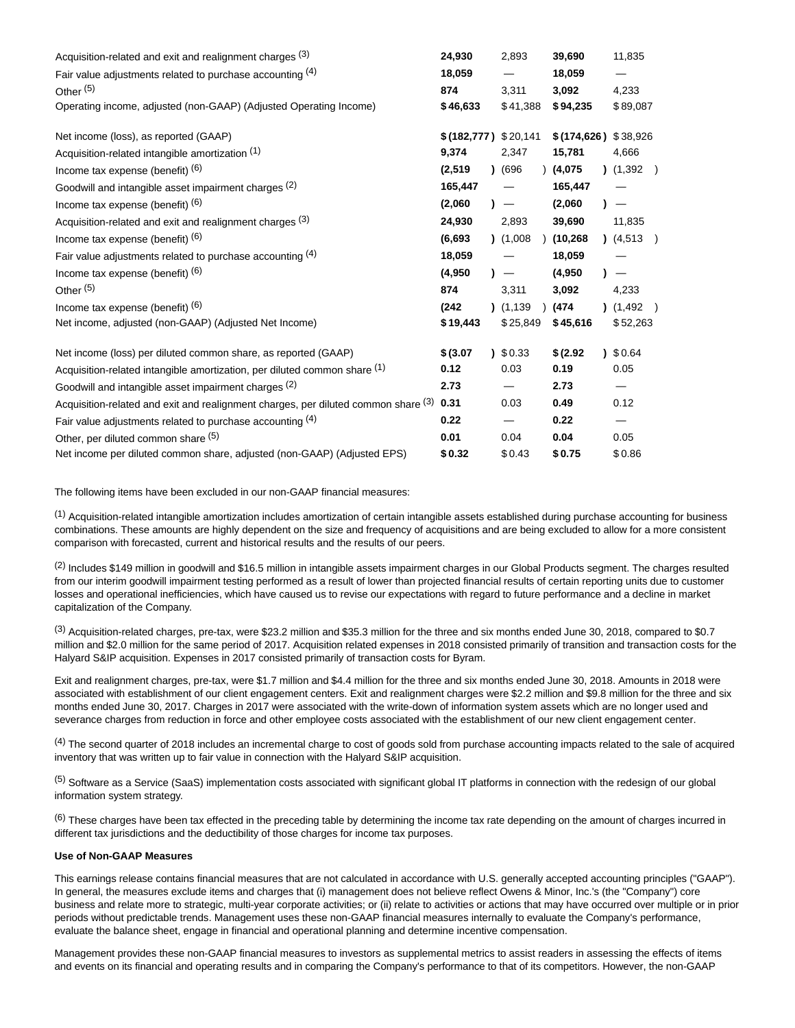| | | | | |
|---|---|---|---|---|
| Acquisition-related and exit and realignment charges [3] | **24,930** | 2,893 | **39,690** | 11,835 |
| Fair value adjustments related to purchase accounting [4] | **18,059** | — | **18,059** | — |
| Other [5] | **874** | 3,311 | **3,092** | 4,233 |
| Operating income, adjusted (non-GAAP) (Adjusted Operating Income) | **$46,633** | $41,388 | **$94,235** | $89,087 |
| | | | | |
| Net income (loss), as reported (GAAP) | **$(182,777)** | $20,141 | **$(174,626)** | $38,926 |
| Acquisition-related intangible amortization [1] | **9,374** | 2,347 | **15,781** | 4,666 |
| Income tax expense (benefit) [6] | **(2,519)** | (696) | **(4,075)** | (1,392) |
| Goodwill and intangible asset impairment charges [2] | **165,447** | — | **165,447** | — |
| Income tax expense (benefit) [6] | **(2,060)** | — | **(2,060)** | — |
| Acquisition-related and exit and realignment charges [3] | **24,930** | 2,893 | **39,690** | 11,835 |
| Income tax expense (benefit) [6] | **(6,693)** | (1,008) | **(10,268)** | (4,513) |
| Fair value adjustments related to purchase accounting [4] | **18,059** | — | **18,059** | — |
| Income tax expense (benefit) [6] | **(4,950)** | — | **(4,950)** | — |
| Other [5] | **874** | 3,311 | **3,092** | 4,233 |
| Income tax expense (benefit) [6] | **(242)** | (1,139) | **(474)** | (1,492) |
| Net income, adjusted (non-GAAP) (Adjusted Net Income) | **$19,443** | $25,849 | **$45,616** | $52,263 |
| | | | | |
| Net income (loss) per diluted common share, as reported (GAAP) | **$(3.07)** | $0.33 | **$(2.92)** | $0.64 |
| Acquisition-related intangible amortization, per diluted common share [1] | **0.12** | 0.03 | **0.19** | 0.05 |
| Goodwill and intangible asset impairment charges [2] | **2.73** | — | **2.73** | — |
| Acquisition-related and exit and realignment charges, per diluted common share [3] | **0.31** | 0.03 | **0.49** | 0.12 |
| Fair value adjustments related to purchase accounting [4] | **0.22** | — | **0.22** | — |
| Other, per diluted common share [5] | **0.01** | 0.04 | **0.04** | 0.05 |
| Net income per diluted common share, adjusted (non-GAAP) (Adjusted EPS) | **$0.32** | $0.43 | **$0.75** | $0.86 |

The following items have been excluded in our non-GAAP financial measures:

[1] Acquisition-related intangible amortization includes amortization of certain intangible assets established during purchase accounting for business combinations. These amounts are highly dependent on the size and frequency of acquisitions and are being excluded to allow for a more consistent comparison with forecasted, current and historical results and the results of our peers.

[2] Includes $149 million in goodwill and $16.5 million in intangible assets impairment charges in our Global Products segment. The charges resulted from our interim goodwill impairment testing performed as a result of lower than projected financial results of certain reporting units due to customer losses and operational inefficiencies, which have caused us to revise our expectations with regard to future performance and a decline in market capitalization of the Company.

[3] Acquisition-related charges, pre-tax, were $23.2 million and $35.3 million for the three and six months ended June 30, 2018, compared to $0.7 million and $2.0 million for the same period of 2017. Acquisition related expenses in 2018 consisted primarily of transition and transaction costs for the Halyard S&IP acquisition. Expenses in 2017 consisted primarily of transaction costs for Byram.

Exit and realignment charges, pre-tax, were $1.7 million and $4.4 million for the three and six months ended June 30, 2018. Amounts in 2018 were associated with establishment of our client engagement centers. Exit and realignment charges were $2.2 million and $9.8 million for the three and six months ended June 30, 2017. Charges in 2017 were associated with the write-down of information system assets which are no longer used and severance charges from reduction in force and other employee costs associated with the establishment of our new client engagement center.

[4] The second quarter of 2018 includes an incremental charge to cost of goods sold from purchase accounting impacts related to the sale of acquired inventory that was written up to fair value in connection with the Halyard S&IP acquisition.

[5] Software as a Service (SaaS) implementation costs associated with significant global IT platforms in connection with the redesign of our global information system strategy.

[6] These charges have been tax effected in the preceding table by determining the income tax rate depending on the amount of charges incurred in different tax jurisdictions and the deductibility of those charges for income tax purposes.

**Use of Non-GAAP Measures**

This earnings release contains financial measures that are not calculated in accordance with U.S. generally accepted accounting principles ("GAAP"). In general, the measures exclude items and charges that (i) management does not believe reflect Owens & Minor, Inc.'s (the "Company") core business and relate more to strategic, multi-year corporate activities; or (ii) relate to activities or actions that may have occurred over multiple or in prior periods without predictable trends. Management uses these non-GAAP financial measures internally to evaluate the Company's performance, evaluate the balance sheet, engage in financial and operational planning and determine incentive compensation.

Management provides these non-GAAP financial measures to investors as supplemental metrics to assist readers in assessing the effects of items and events on its financial and operating results and in comparing the Company's performance to that of its competitors. However, the non-GAAP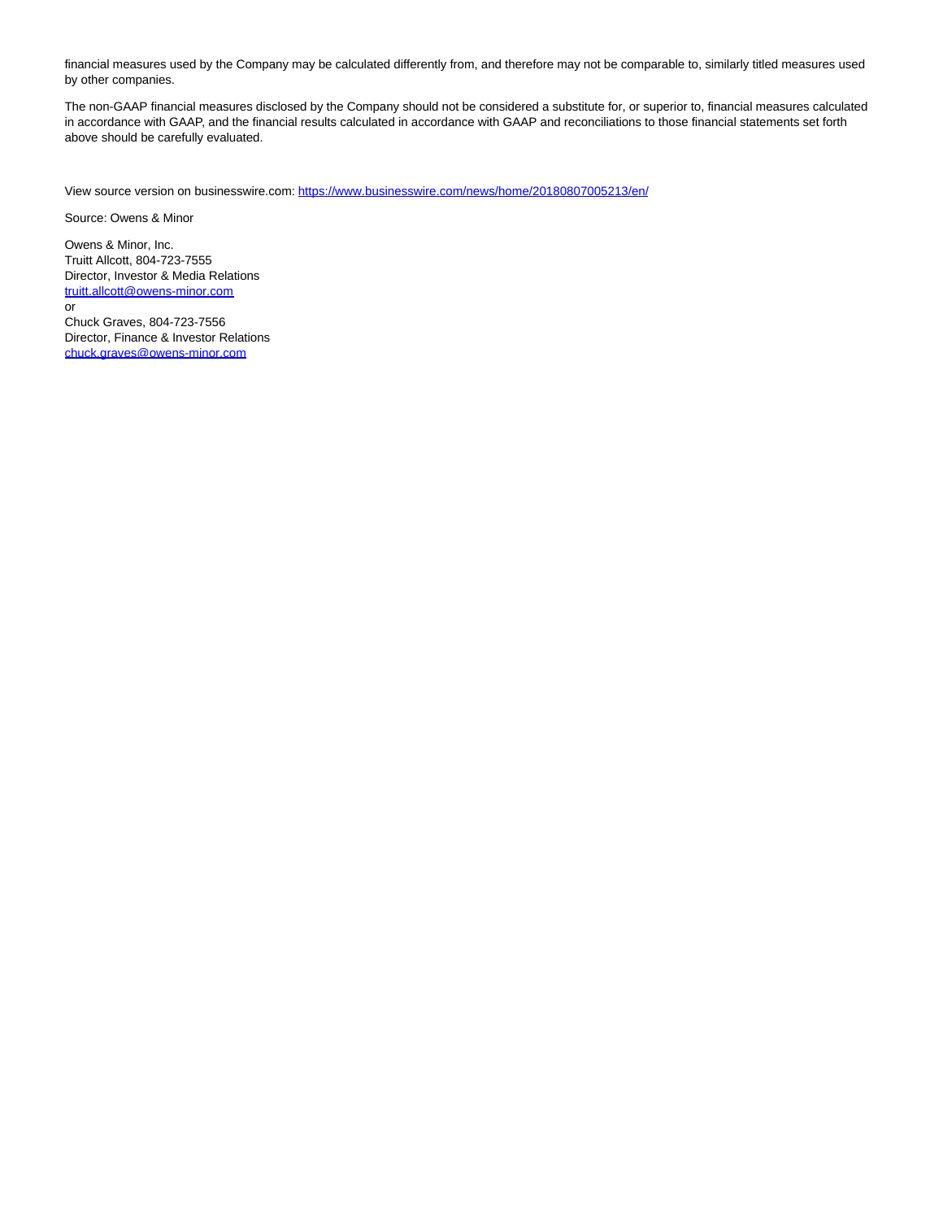financial measures used by the Company may be calculated differently from, and therefore may not be comparable to, similarly titled measures used by other companies.

The non-GAAP financial measures disclosed by the Company should not be considered a substitute for, or superior to, financial measures calculated in accordance with GAAP, and the financial results calculated in accordance with GAAP and reconciliations to those financial statements set forth above should be carefully evaluated.

View source version on businesswire.com: https://www.businesswire.com/news/home/20180807005213/en/

Source: Owens & Minor

Owens & Minor, Inc.  
Truitt Allcott, 804-723-7555  
Director, Investor & Media Relations  
truitt.allcott@owens-minor.com  
or  
Chuck Graves, 804-723-7556  
Director, Finance & Investor Relations  
chuck.graves@owens-minor.com